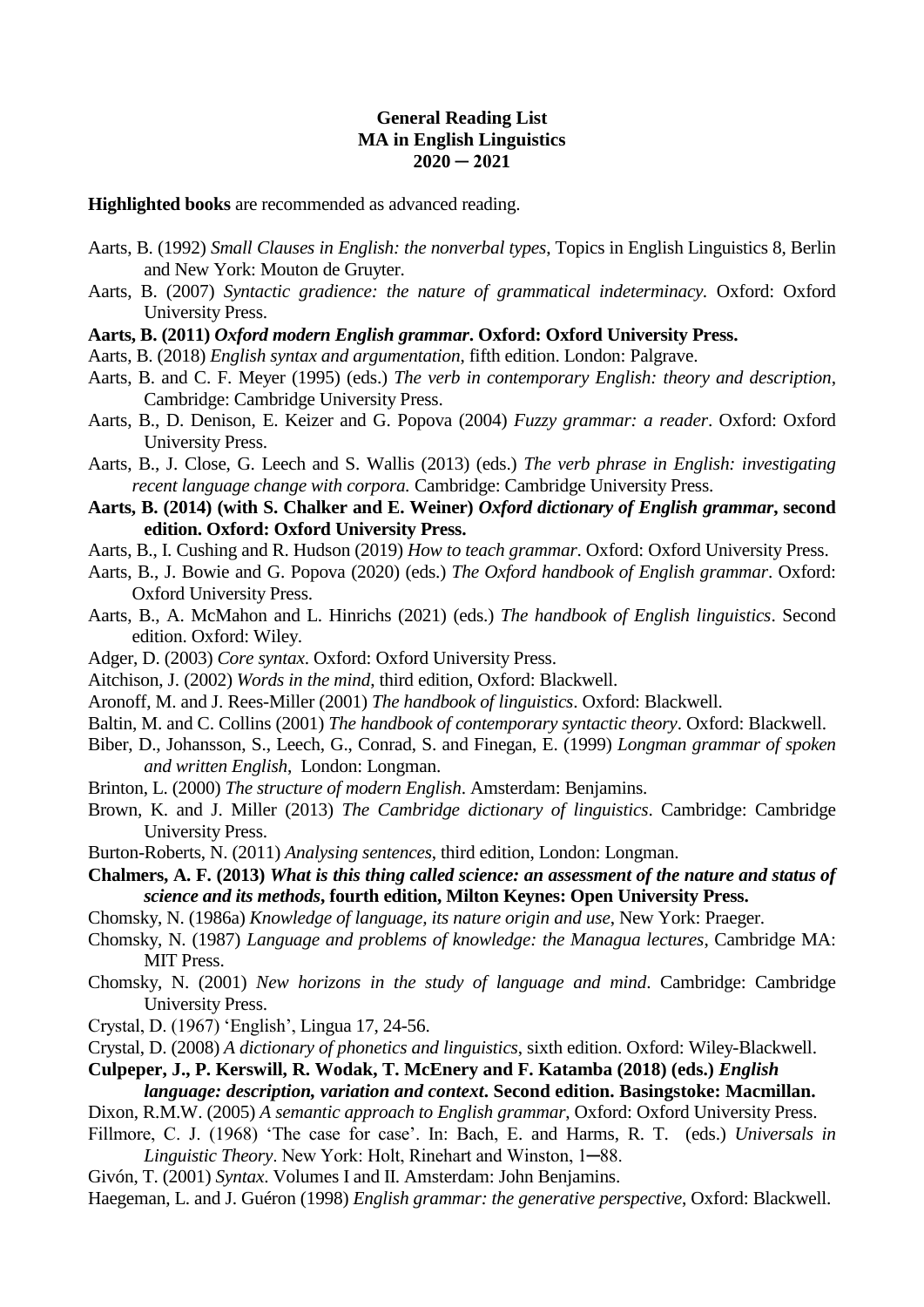**General Reading List**
**MA in English Linguistics**
**2020 ─ 2021**

**Highlighted books** are recommended as advanced reading.

Aarts, B. (1992) *Small Clauses in English: the nonverbal types*, Topics in English Linguistics 8, Berlin and New York: Mouton de Gruyter.

Aarts, B. (2007) *Syntactic gradience: the nature of grammatical indeterminacy.* Oxford: Oxford University Press.

**Aarts, B. (2011) *Oxford modern English grammar*. Oxford: Oxford University Press.**

Aarts, B. (2018) *English syntax and argumentation*, fifth edition. London: Palgrave.

Aarts, B. and C. F. Meyer (1995) (eds.) *The verb in contemporary English: theory and description*, Cambridge: Cambridge University Press.

Aarts, B., D. Denison, E. Keizer and G. Popova (2004) *Fuzzy grammar: a reader*. Oxford: Oxford University Press.

Aarts, B., J. Close, G. Leech and S. Wallis (2013) (eds.) *The verb phrase in English: investigating recent language change with corpora.* Cambridge: Cambridge University Press.

**Aarts, B. (2014) (with S. Chalker and E. Weiner) *Oxford dictionary of English grammar*, second edition. Oxford: Oxford University Press.**

Aarts, B., I. Cushing and R. Hudson (2019) *How to teach grammar*. Oxford: Oxford University Press.

Aarts, B., J. Bowie and G. Popova (2020) (eds.) *The Oxford handbook of English grammar*. Oxford: Oxford University Press.

Aarts, B., A. McMahon and L. Hinrichs (2021) (eds.) *The handbook of English linguistics*. Second edition. Oxford: Wiley.

Adger, D. (2003) *Core syntax*. Oxford: Oxford University Press.

Aitchison, J. (2002) *Words in the mind*, third edition, Oxford: Blackwell.

Aronoff, M. and J. Rees-Miller (2001) *The handbook of linguistics*. Oxford: Blackwell.

Baltin, M. and C. Collins (2001) *The handbook of contemporary syntactic theory*. Oxford: Blackwell.

Biber, D., Johansson, S., Leech, G., Conrad, S. and Finegan, E. (1999) *Longman grammar of spoken and written English*, London: Longman.

Brinton, L. (2000) *The structure of modern English*. Amsterdam: Benjamins.

Brown, K. and J. Miller (2013) *The Cambridge dictionary of linguistics*. Cambridge: Cambridge University Press.

Burton-Roberts, N. (2011) *Analysing sentences*, third edition, London: Longman.

**Chalmers, A. F. (2013) *What is this thing called science: an assessment of the nature and status of science and its methods*, fourth edition, Milton Keynes: Open University Press.**

Chomsky, N. (1986a) *Knowledge of language, its nature origin and use*, New York: Praeger.

Chomsky, N. (1987) *Language and problems of knowledge: the Managua lectures*, Cambridge MA: MIT Press.

Chomsky, N. (2001) *New horizons in the study of language and mind*. Cambridge: Cambridge University Press.

Crystal, D. (1967) 'English', Lingua 17, 24-56.

Crystal, D. (2008) *A dictionary of phonetics and linguistics*, sixth edition. Oxford: Wiley-Blackwell.

**Culpeper, J., P. Kerswill, R. Wodak, T. McEnery and F. Katamba (2018) (eds.) *English language: description, variation and context*. Second edition. Basingstoke: Macmillan.**

Dixon, R.M.W. (2005) *A semantic approach to English grammar*, Oxford: Oxford University Press.

Fillmore, C. J. (1968) 'The case for case'. In: Bach, E. and Harms, R. T. (eds.) *Universals in Linguistic Theory*. New York: Holt, Rinehart and Winston, 1─88.

Givón, T. (2001) *Syntax*. Volumes I and II. Amsterdam: John Benjamins.

Haegeman, L. and J. Guéron (1998) *English grammar: the generative perspective*, Oxford: Blackwell.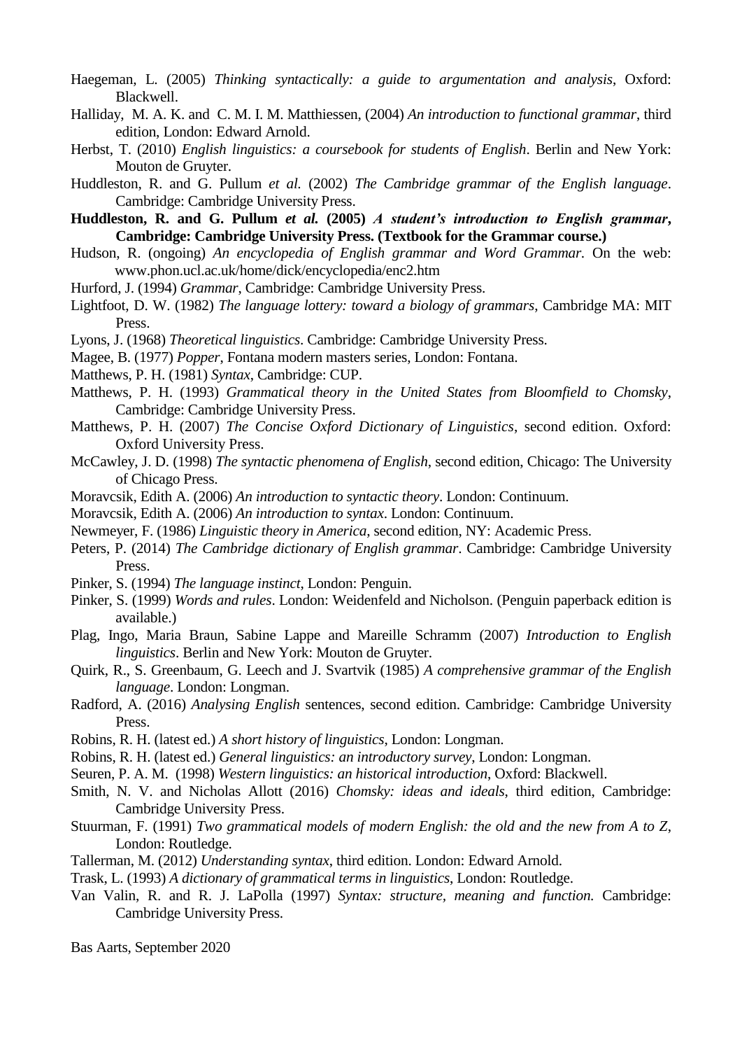Haegeman, L. (2005) *Thinking syntactically: a guide to argumentation and analysis*, Oxford: Blackwell.

Halliday, M. A. K. and C. M. I. M. Matthiessen, (2004) *An introduction to functional grammar*, third edition, London: Edward Arnold.

Herbst, T. (2010) *English linguistics: a coursebook for students of English*. Berlin and New York: Mouton de Gruyter.

Huddleston, R. and G. Pullum *et al.* (2002) *The Cambridge grammar of the English language*. Cambridge: Cambridge University Press.

**Huddleston, R. and G. Pullum *et al.* (2005) *A student's introduction to English grammar*, Cambridge: Cambridge University Press. (Textbook for the Grammar course.)**

Hudson, R. (ongoing) *An encyclopedia of English grammar and Word Grammar*. On the web: www.phon.ucl.ac.uk/home/dick/encyclopedia/enc2.htm

Hurford, J. (1994) *Grammar*, Cambridge: Cambridge University Press.

Lightfoot, D. W. (1982) *The language lottery: toward a biology of grammars*, Cambridge MA: MIT Press.

Lyons, J. (1968) *Theoretical linguistics*. Cambridge: Cambridge University Press.

Magee, B. (1977) *Popper*, Fontana modern masters series, London: Fontana.

Matthews, P. H. (1981) *Syntax*, Cambridge: CUP.

Matthews, P. H. (1993) *Grammatical theory in the United States from Bloomfield to Chomsky*, Cambridge: Cambridge University Press.

Matthews, P. H. (2007) *The Concise Oxford Dictionary of Linguistics*, second edition. Oxford: Oxford University Press.

McCawley, J. D. (1998) *The syntactic phenomena of English*, second edition, Chicago: The University of Chicago Press.

Moravcsik, Edith A. (2006) *An introduction to syntactic theory*. London: Continuum.

Moravcsik, Edith A. (2006) *An introduction to syntax*. London: Continuum.

Newmeyer, F. (1986) *Linguistic theory in America*, second edition, NY: Academic Press.

Peters, P. (2014) *The Cambridge dictionary of English grammar*. Cambridge: Cambridge University Press.

Pinker, S. (1994) *The language instinct*, London: Penguin.

Pinker, S. (1999) *Words and rules*. London: Weidenfeld and Nicholson. (Penguin paperback edition is available.)

Plag, Ingo, Maria Braun, Sabine Lappe and Mareille Schramm (2007) *Introduction to English linguistics*. Berlin and New York: Mouton de Gruyter.

Quirk, R., S. Greenbaum, G. Leech and J. Svartvik (1985) *A comprehensive grammar of the English language*. London: Longman.

Radford, A. (2016) *Analysing English* sentences, second edition. Cambridge: Cambridge University Press.

Robins, R. H. (latest ed.) *A short history of linguistics*, London: Longman.

Robins, R. H. (latest ed.) *General linguistics: an introductory survey*, London: Longman.

Seuren, P. A. M. (1998) *Western linguistics: an historical introduction*, Oxford: Blackwell.

Smith, N. V. and Nicholas Allott (2016) *Chomsky: ideas and ideals*, third edition, Cambridge: Cambridge University Press.

Stuurman, F. (1991) *Two grammatical models of modern English: the old and the new from A to Z*, London: Routledge.

Tallerman, M. (2012) *Understanding syntax*, third edition. London: Edward Arnold.

Trask, L. (1993) *A dictionary of grammatical terms in linguistics*, London: Routledge.

Van Valin, R. and R. J. LaPolla (1997) *Syntax: structure, meaning and function.* Cambridge: Cambridge University Press.

Bas Aarts, September 2020